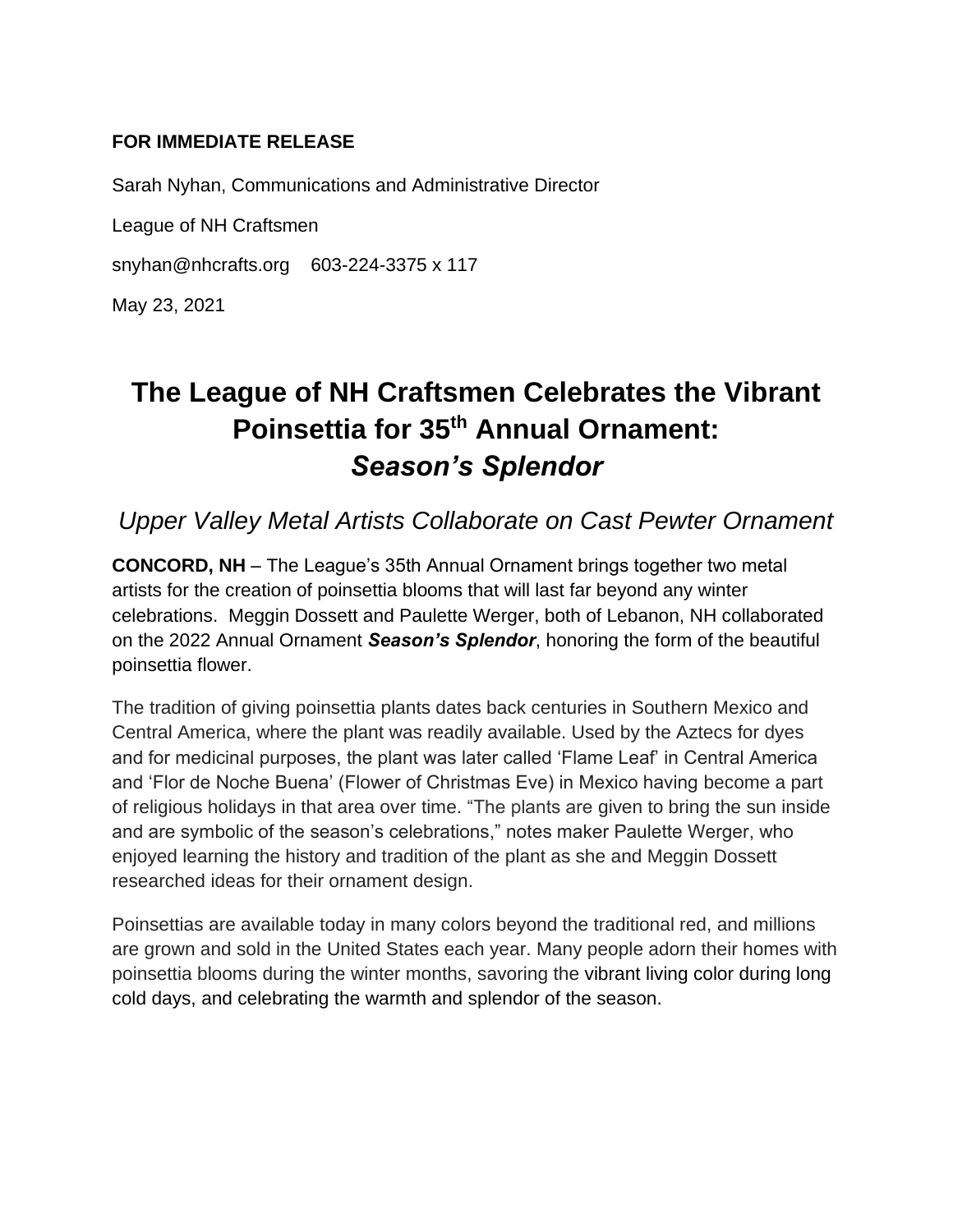**FOR IMMEDIATE RELEASE**

Sarah Nyhan, Communications and Administrative Director

League of NH Craftsmen

snyhan@nhcrafts.org    603-224-3375 x 117

May 23, 2021

# The League of NH Craftsmen Celebrates the Vibrant Poinsettia for 35th Annual Ornament: *Season's Splendor*

## *Upper Valley Metal Artists Collaborate on Cast Pewter Ornament*

**CONCORD, NH** – The League's 35th Annual Ornament brings together two metal artists for the creation of poinsettia blooms that will last far beyond any winter celebrations. Meggin Dossett and Paulette Werger, both of Lebanon, NH collaborated on the 2022 Annual Ornament ***Season's Splendor***, honoring the form of the beautiful poinsettia flower.

The tradition of giving poinsettia plants dates back centuries in Southern Mexico and Central America, where the plant was readily available. Used by the Aztecs for dyes and for medicinal purposes, the plant was later called 'Flame Leaf' in Central America and 'Flor de Noche Buena' (Flower of Christmas Eve) in Mexico having become a part of religious holidays in that area over time. "The plants are given to bring the sun inside and are symbolic of the season's celebrations," notes maker Paulette Werger, who enjoyed learning the history and tradition of the plant as she and Meggin Dossett researched ideas for their ornament design.

Poinsettias are available today in many colors beyond the traditional red, and millions are grown and sold in the United States each year. Many people adorn their homes with poinsettia blooms during the winter months, savoring the vibrant living color during long cold days, and celebrating the warmth and splendor of the season.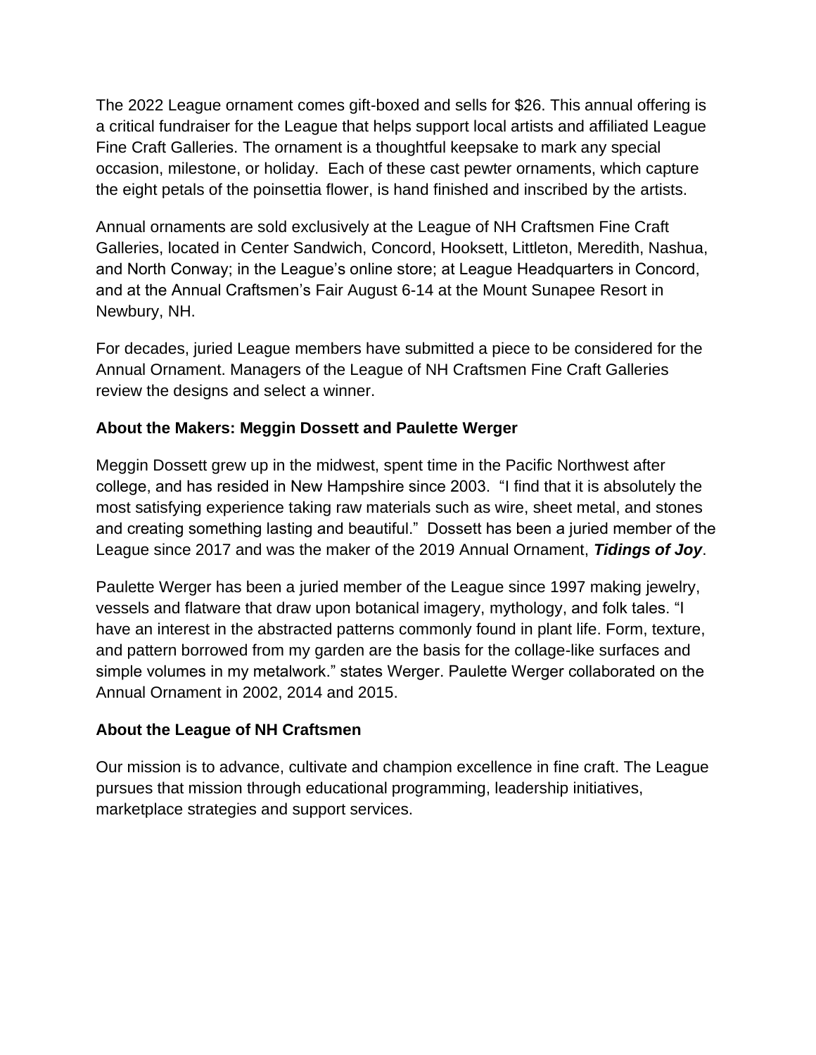The 2022 League ornament comes gift-boxed and sells for $26. This annual offering is a critical fundraiser for the League that helps support local artists and affiliated League Fine Craft Galleries. The ornament is a thoughtful keepsake to mark any special occasion, milestone, or holiday. Each of these cast pewter ornaments, which capture the eight petals of the poinsettia flower, is hand finished and inscribed by the artists.

Annual ornaments are sold exclusively at the League of NH Craftsmen Fine Craft Galleries, located in Center Sandwich, Concord, Hooksett, Littleton, Meredith, Nashua, and North Conway; in the League's online store; at League Headquarters in Concord, and at the Annual Craftsmen's Fair August 6-14 at the Mount Sunapee Resort in Newbury, NH.

For decades, juried League members have submitted a piece to be considered for the Annual Ornament. Managers of the League of NH Craftsmen Fine Craft Galleries review the designs and select a winner.

**About the Makers: Meggin Dossett and Paulette Werger**

Meggin Dossett grew up in the midwest, spent time in the Pacific Northwest after college, and has resided in New Hampshire since 2003. "I find that it is absolutely the most satisfying experience taking raw materials such as wire, sheet metal, and stones and creating something lasting and beautiful." Dossett has been a juried member of the League since 2017 and was the maker of the 2019 Annual Ornament, ***Tidings of Joy***.

Paulette Werger has been a juried member of the League since 1997 making jewelry, vessels and flatware that draw upon botanical imagery, mythology, and folk tales. "I have an interest in the abstracted patterns commonly found in plant life. Form, texture, and pattern borrowed from my garden are the basis for the collage-like surfaces and simple volumes in my metalwork." states Werger. Paulette Werger collaborated on the Annual Ornament in 2002, 2014 and 2015.

**About the League of NH Craftsmen**

Our mission is to advance, cultivate and champion excellence in fine craft. The League pursues that mission through educational programming, leadership initiatives, marketplace strategies and support services.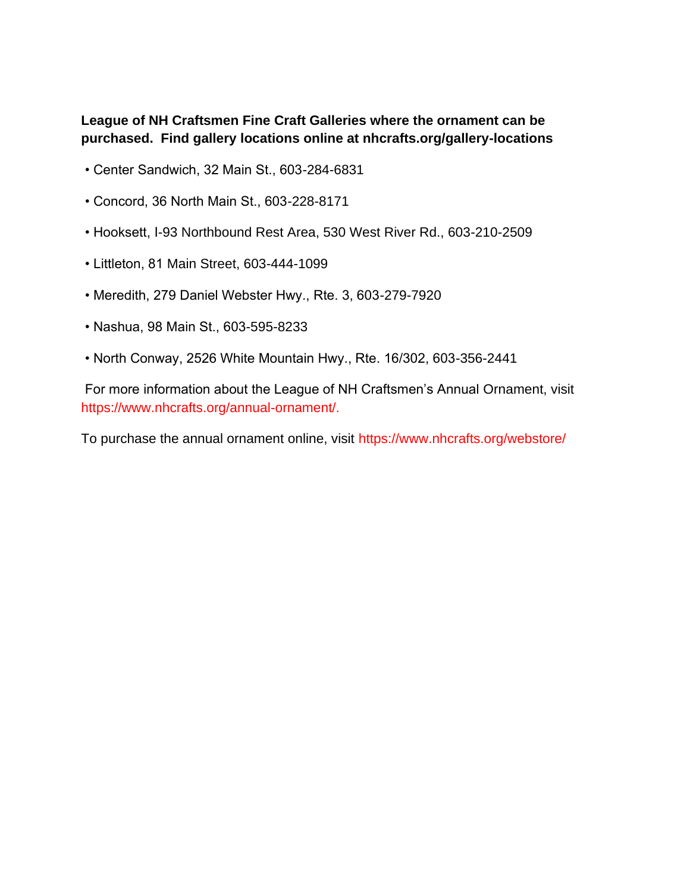**League of NH Craftsmen Fine Craft Galleries where the ornament can be purchased. Find gallery locations online at nhcrafts.org/gallery-locations**

- Center Sandwich, 32 Main St., 603-284-6831
- Concord, 36 North Main St., 603-228-8171
- Hooksett, I-93 Northbound Rest Area, 530 West River Rd., 603-210-2509
- Littleton, 81 Main Street, 603-444-1099
- Meredith, 279 Daniel Webster Hwy., Rte. 3, 603-279-7920
- Nashua, 98 Main St., 603-595-8233
- North Conway, 2526 White Mountain Hwy., Rte. 16/302, 603-356-2441

For more information about the League of NH Craftsmen's Annual Ornament, visit https://www.nhcrafts.org/annual-ornament/.

To purchase the annual ornament online, visit https://www.nhcrafts.org/webstore/